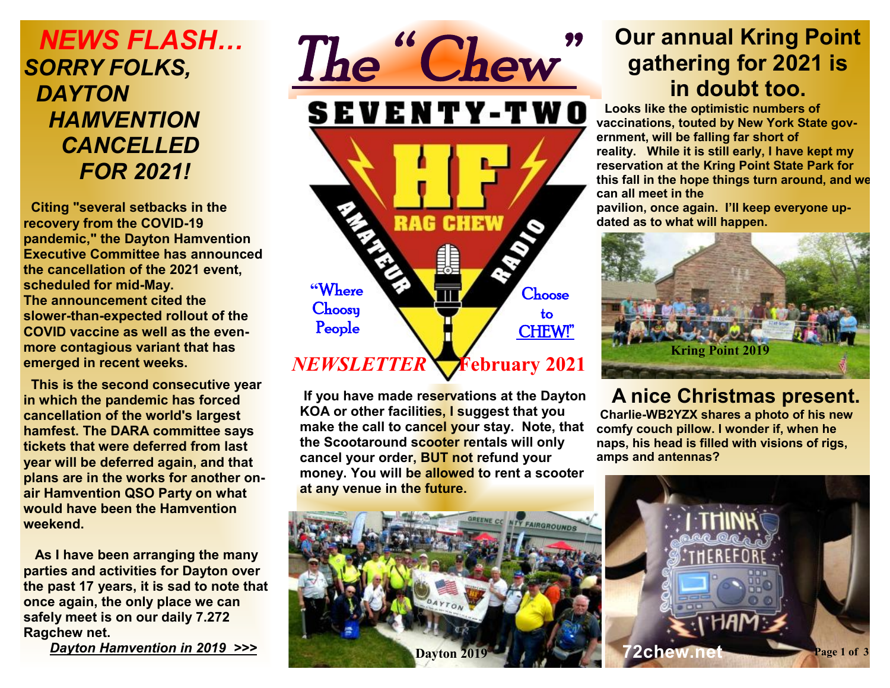# The "Chew"

SEVENTY-TWO HF RAG CHEW AMATEUR RADIO

"Where Choosy People Choose to CHEW!"

*NEWSLETTER* **February 2021**

## *NEWS FLASH… SORRY FOLKS, DAYTON HAMVENTION CANCELLED FOR 2021!*

**Citing "several setbacks in the recovery from the COVID-19 pandemic," the Dayton Hamvention Executive Committee has announced the cancellation of the 2021 event, scheduled for mid-May. The announcement cited the slower-than-expected rollout of the COVID vaccine as well as the even-more contagious variant that has emerged in recent weeks.**

**This is the second consecutive year in which the pandemic has forced cancellation of the world's largest hamfest. The DARA committee says tickets that were deferred from last year will be deferred again, and that plans are in the works for another on-air Hamvention QSO Party on what would have been the Hamvention weekend.**

**As I have been arranging the many parties and activities for Dayton over the past 17 years, it is sad to note that once again, the only place we can safely meet is on our daily 7.272 Ragchew net.**

***Dayton Hamvention in 2019 >>>***

**If you have made reservations at the Dayton KOA or other facilities, I suggest that you make the call to cancel your stay. Note, that the Scootaround scooter rentals will only cancel your order, BUT not refund your money. You will be allowed to rent a scooter at any venue in the future.**

Dayton 2019

## Our annual Kring Point gathering for 2021 is in doubt too.

**Looks like the optimistic numbers of vaccinations, touted by New York State government, will be falling far short of reality. While it is still early, I have kept my reservation at the Kring Point State Park for this fall in the hope things turn around, and we can all meet in the pavilion, once again. I'll keep everyone updated as to what will happen.**

Kring Point 2019

## A nice Christmas present.

**Charlie-WB2YZX shares a photo of his new comfy couch pillow. I wonder if, when he naps, his head is filled with visions of rigs, amps and antennas?**

72chew.net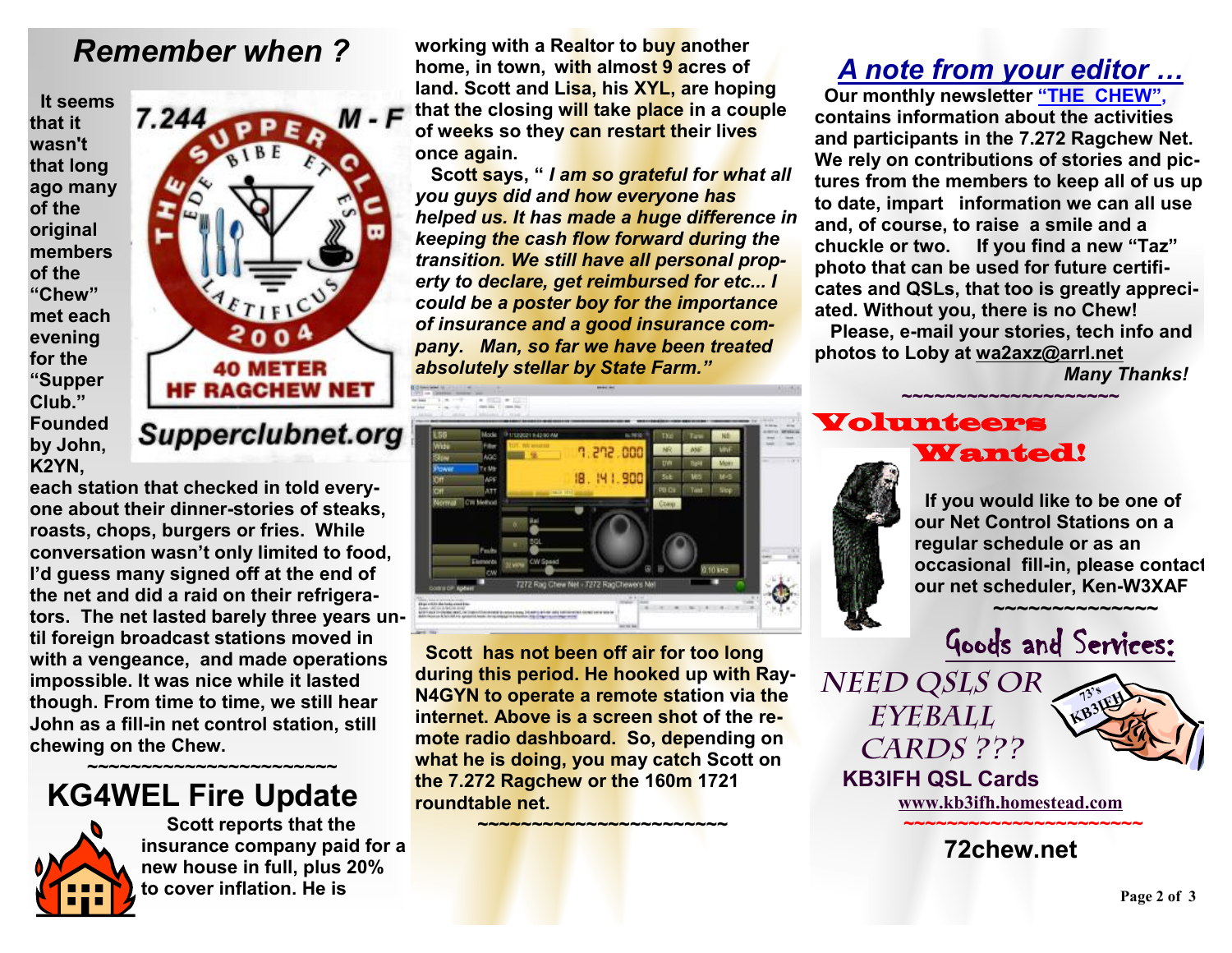## *Remember when ?*

It seems that it wasn't that long ago many of the original members of the "Chew" met each evening for the "Supper Club." Founded by John, K2YN, each station that checked in told everyone about their dinner-stories of steaks, roasts, chops, burgers or fries. While conversation wasn't only limited to food, I'd guess many signed off at the end of the net and did a raid on their refrigerators. The net lasted barely three years until foreign broadcast stations moved in with a vengeance, and made operations impossible. It was nice while it lasted though. From time to time, we still hear John as a fill-in net control station, still chewing on the Chew.

~~~~~~~~~~~~~~~~~~~~~~~~

## KG4WEL Fire Update

Scott reports that the insurance company paid for a new house in full, plus 20% to cover inflation. He is working with a Realtor to buy another home, in town, with almost 9 acres of land. Scott and Lisa, his XYL, are hoping that the closing will take place in a couple of weeks so they can restart their lives once again.

Scott says, " *I am so grateful for what all you guys did and how everyone has helped us. It has made a huge difference in keeping the cash flow forward during the transition. We still have all personal property to declare, get reimbursed for etc... I could be a poster boy for the importance of insurance and a good insurance company. Man, so far we have been treated absolutely stellar by State Farm."*

Scott has not been off air for too long during this period. He hooked up with Ray-N4GYN to operate a remote station via the internet. Above is a screen shot of the remote radio dashboard. So, depending on what he is doing, you may catch Scott on the 7.272 Ragchew or the 160m 1721 roundtable net.

~~~~~~~~~~~~~~~~~~~~~~~~

## *A note from your editor …*

Our monthly newsletter **"THE CHEW"**, contains information about the activities and participants in the 7.272 Ragchew Net. We rely on contributions of stories and pictures from the members to keep all of us up to date, impart information we can all use and, of course, to raise a smile and a chuckle or two. If you find a new "Taz" photo that can be used for future certificates and QSLs, that too is greatly appreciated. Without you, there is no Chew!

Please, e-mail your stories, tech info and photos to Loby at wa2axz@arrl.net

*Many Thanks!*

~~~~~~~~~~~~~~~~~~~~

## Volunteers Wanted!

If you would like to be one of our Net Control Stations on a regular schedule or as an occasional fill-in, please contact our net scheduler, Ken-W3XAF

~~~~~~~~~~~~~~~

## Goods and Services:

NEED QSLS OR EYEBALL CARDS ???

**KB3IFH QSL Cards**

www.kb3ifh.homestead.com

~~~~~~~~~~~~~~~~~~~~~~

**72chew.net**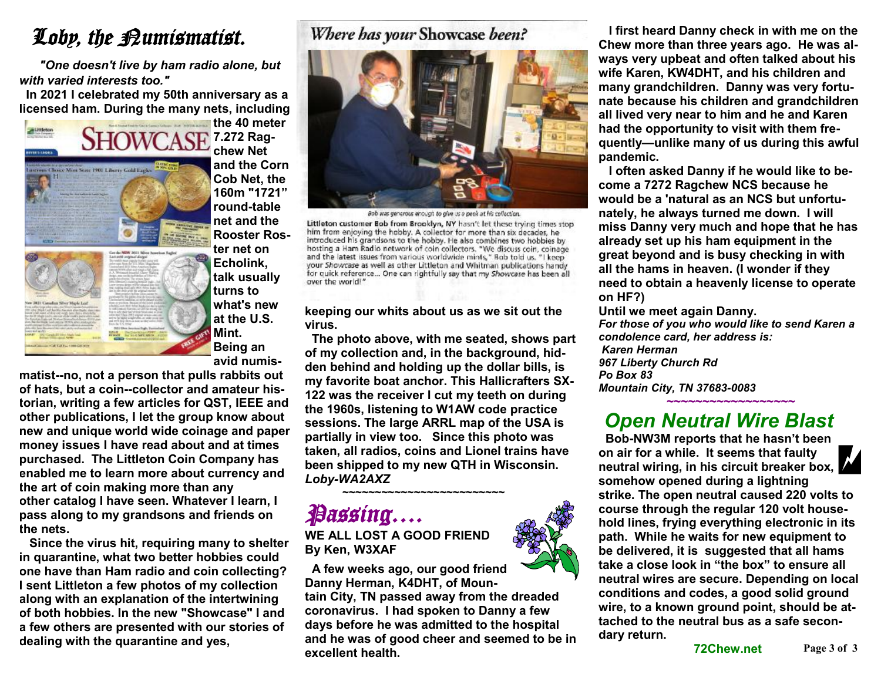# Loby, the Numismatist.

***"One doesn't live by ham radio alone, but with varied interests too."***

**In 2021 I celebrated my 50th anniversary as a licensed ham. During the many nets, including the 40 meter 7.272 Ragchew Net and the Corn Cob Net, the 160m "1721" round-table net and the Rooster Roster net on Echolink, talk usually turns to what's new at the U.S. Mint. Being an avid numismatist--no, not a person that pulls rabbits out of hats, but a coin--collector and amateur historian, writing a few articles for QST, IEEE and other publications, I let the group know about new and unique world wide coinage and paper money issues I have read about and at times purchased. The Littleton Coin Company has enabled me to learn more about currency and the art of coin making more than any other catalog I have seen. Whatever I learn, I pass along to my grandsons and friends on the nets.**

**Since the virus hit, requiring many to shelter in quarantine, what two better hobbies could one have than Ham radio and coin collecting? I sent Littleton a few photos of my collection along with an explanation of the intertwining of both hobbies. In the new "Showcase" I and a few others are presented with our stories of dealing with the quarantine and yes, keeping our whits about us as we sit out the virus.**

*Where has your* Showcase *been?*

*Bob was generous enough to give us a peek at his collection.*

**Littleton customer Bob from Brooklyn, NY** hasn't let these trying times stop him from enjoying the hobby. A collector for more than six decades, he introduced his grandsons to the hobby. He also combines two hobbies by hosting a Ham Radio network of coin collectors. "We discuss coin, coinage and the latest issues from various worldwide mints," Bob told us. "I keep your *Showcase* as well as other Littleton and Whitman publications handy for quick reference... One can rightfully say that my *Showcase* has been all over the world!"

**The photo above, with me seated, shows part of my collection and, in the background, hidden behind and holding up the dollar bills, is my favorite boat anchor. This Hallicrafters SX-122 was the receiver I cut my teeth on during the 1960s, listening to W1AW code practice sessions. The large ARRL map of the USA is partially in view too. Since this photo was taken, all radios, coins and Lionel trains have been shipped to my new QTH in Wisconsin.**
***Loby-WA2AXZ***

~~~~~~~~~~~~~~~~~~~~~~~~~

# Passing....

**WE ALL LOST A GOOD FRIEND**
**By Ken, W3XAF**

**A few weeks ago, our good friend Danny Herman, K4DHT, of Mountain City, TN passed away from the dreaded coronavirus. I had spoken to Danny a few days before he was admitted to the hospital and he was of good cheer and seemed to be in excellent health.**

**I first heard Danny check in with me on the Chew more than three years ago. He was always very upbeat and often talked about his wife Karen, KW4DHT, and his children and many grandchildren. Danny was very fortunate because his children and grandchildren all lived very near to him and he and Karen had the opportunity to visit with them frequently—unlike many of us during this awful pandemic.**

**I often asked Danny if he would like to become a 7272 Ragchew NCS because he would be a 'natural as an NCS but unfortunately, he always turned me down. I will miss Danny very much and hope that he has already set up his ham equipment in the great beyond and is busy checking in with all the hams in heaven. (I wonder if they need to obtain a heavenly license to operate on HF?)**

**Until we meet again Danny.**

***For those of you who would like to send Karen a condolence card, her address is:***
***Karen Herman***
***967 Liberty Church Rd***
***Po Box 83***
***Mountain City, TN 37683-0083***

~~~~~~~~~~~~~~~~~~~

## *Open Neutral Wire Blast*

**Bob-NW3M reports that he hasn't been on air for a while. It seems that faulty neutral wiring, in his circuit breaker box, somehow opened during a lightning strike. The open neutral caused 220 volts to course through the regular 120 volt household lines, frying everything electronic in its path. While he waits for new equipment to be delivered, it is suggested that all hams take a close look in "the box" to ensure all neutral wires are secure. Depending on local conditions and codes, a good solid ground wire, to a known ground point, should be attached to the neutral bus as a safe secondary return.**

**72Chew.net**